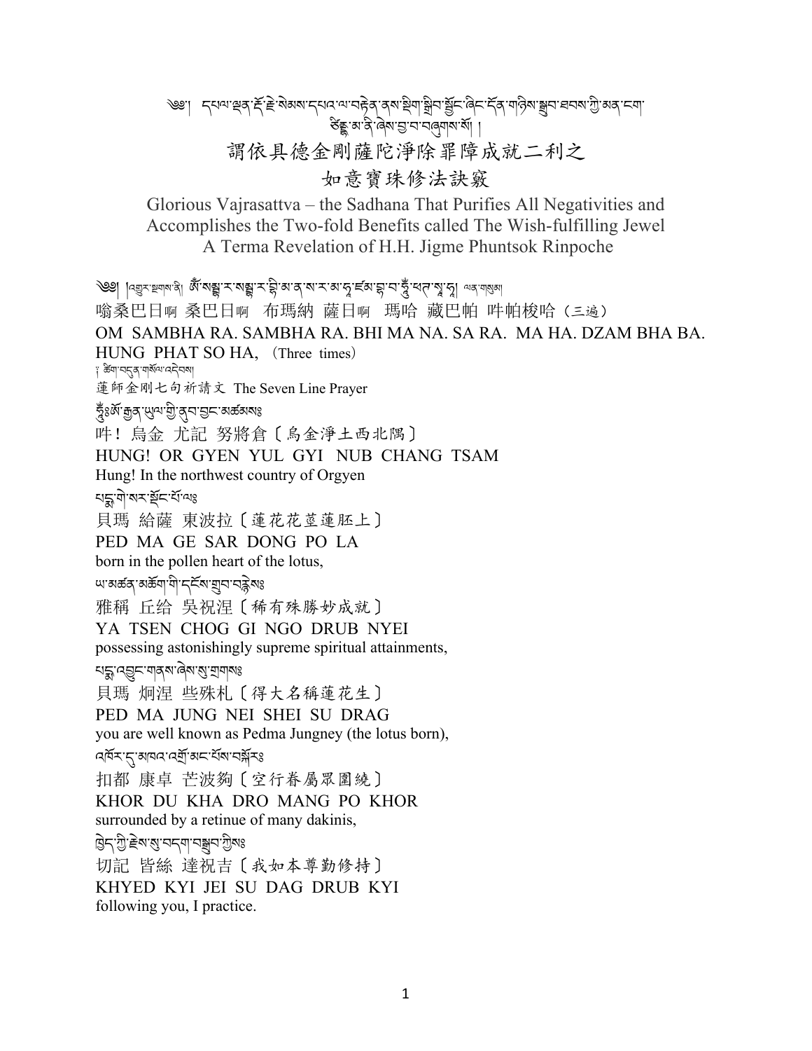༄༅། །དཔལ་ལྡན་རྡོ་རྗེ་སེམས་དཔའ་ལ་བརྟེན་ནས་སྡིག་སྒྲིབ་སྦྱོང་ཞིང་དོན་གཉིས་སྒྲུབ་ཐབས་ཀྱི་མན་ངག་ཅིནྟཱ་མ་ཎི་ཞེས་བྱ་བ་བཞུགས་སོ། །

# 謂依具德金剛薩陀淨除罪障成就二利之如意寶珠修法訣竅

Glorious Vajrasattva – the Sadhana That Purifies All Negativities and Accomplishes the Two-fold Benefits called The Wish-fulfilling Jewel
A Terma Revelation of H.H. Jigme Phuntsok Rinpoche

༄༅། །འགྱུར་སྔགས་ནི། ཨོཾ་སམྦྷ་ར་སམྦྷ་ར་བི་མ་ན་ས་ར་མ་ཧཱ་ཛམ་བྷ་བ་ཧཱུྃ་ཕཊ་སྭཱ་ཧཱ། ལན་གསུམ།

嗡桑巴日啊 桑巴日啊 布瑪納 薩日啊 瑪哈 藏巴帕 吽帕梭哈（三遍）

OM SAMBHA RA. SAMBHA RA. BHI MA NA. SA RA. MA HA. DZAM BHA BA. HUNG PHAT SO HA, (Three times)

༈ ཚིག་བདུན་གསོལ་འདེབས།

蓮師金剛七句祈請文 The Seven Line Prayer

ཧཱུྃ༔ ཨོ་རྒྱན་ཡུལ་གྱི་ནུབ་བྱང་མཚམས༔

吽！烏金 尤記 努將倉〔烏金淨土西北隅〕

HUNG! OR GYEN YUL GYI NUB CHANG TSAM

Hung! In the northwest country of Orgyen

པདྨ་གེ་སར་སྡོང་པོ་ལ༔

貝瑪 給薩 東波拉〔蓮花花莖蓮胚上〕

PED MA GE SAR DONG PO LA

born in the pollen heart of the lotus,

ཡ་མཚན་མཆོག་གི་དངོས་གྲུབ་བརྙེས༔

雅稱 丘给 吴祝涅〔稀有殊勝妙成就〕

YA TSEN CHOG GI NGO DRUB NYEI

possessing astonishingly supreme spiritual attainments,

པདྨ་འབྱུང་གནས་ཞེས་སུ་གྲགས༔

貝瑪 炯涅 些殊札〔得大名稱蓮花生〕

PED MA JUNG NEI SHEI SU DRAG

you are well known as Pedma Jungney (the lotus born),

འཁོར་དུ་མཁའ་འགྲོ་མང་པོས་བསྐོར༔

扣都 康卓 芒波夠〔空行眷屬眾圍繞〕

KHOR DU KHA DRO MANG PO KHOR

surrounded by a retinue of many dakinis,

ཁྱེད་ཀྱི་རྗེས་སུ་བདག་བསྒྲུབ་ཀྱིས༔

切記 皆絲 達祝吉〔我如本尊勤修持〕

KHYED KYI JEI SU DAG DRUB KYI

following you, I practice.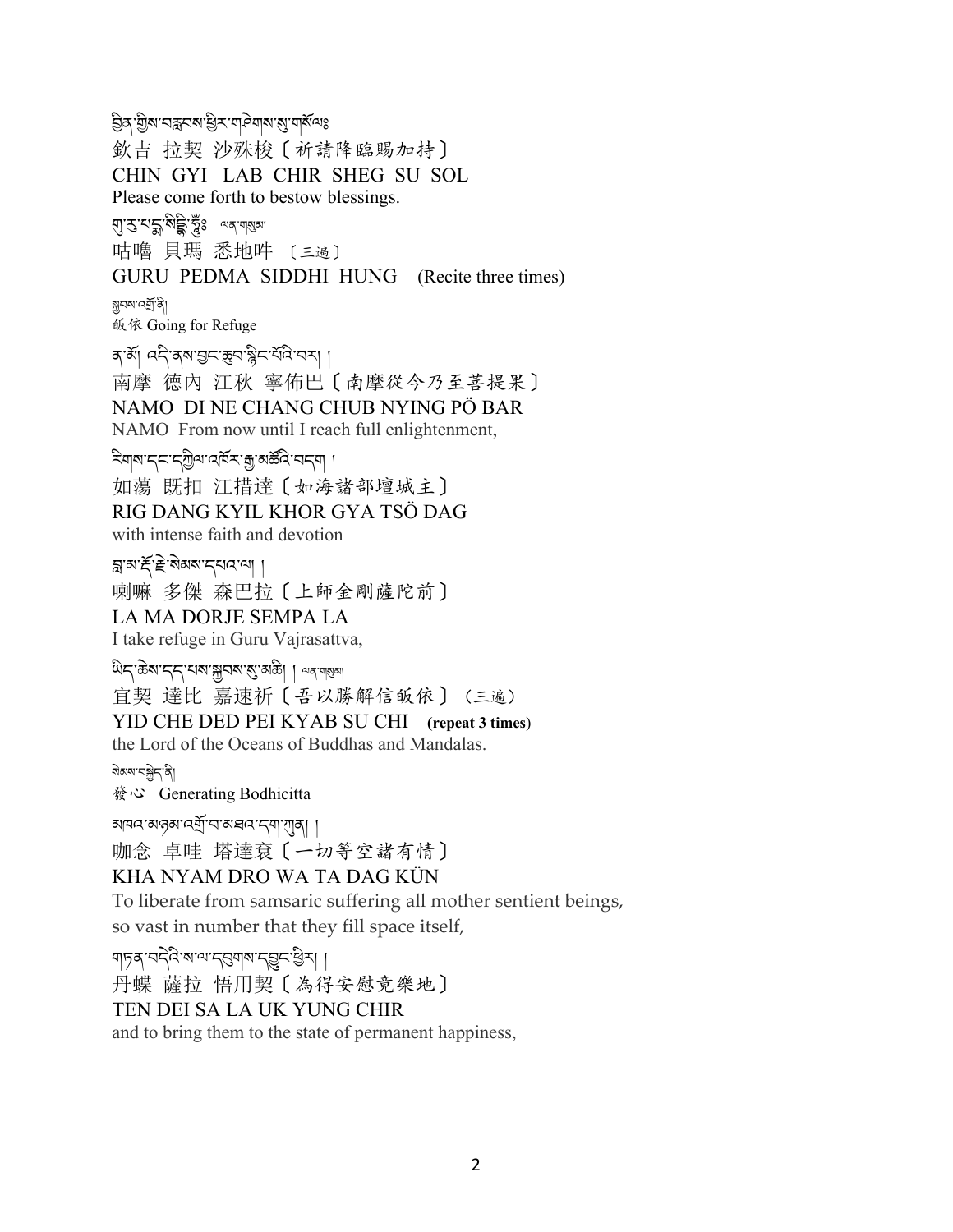བྱིན་གྱིས་བརླབས་ཕྱིར་གཤེགས་སུ་གསོལ༔

欽吉 拉契 沙殊梭〔祈請降臨賜加持〕

CHIN GYI LAB CHIR SHEG SU SOL

Please come forth to bestow blessings.

གུ་རུ་པདྨ་སིདྡྷི་ཧཱུྃ༔ ལན་གསུམ།

咕嚕 貝瑪 悉地吽 〔三遍〕

GURU PEDMA SIDDHI HUNG (Recite three times)

སྐྱབས་འགྲོ་ནི།

皈依 Going for Refuge

ན་མོ། འདི་ནས་བྱང་ཆུབ་སྙིང་པོའི་བར། །

南摩 德內 江秋 寧佈巴〔南摩從今乃至菩提果〕

NAMO DI NE CHANG CHUB NYING PÖ BAR

NAMO From now until I reach full enlightenment,

རིགས་དང་དཀྱིལ་འཁོར་རྒྱ་མཚོའི་བདག །

如蕩 既扣 江措達〔如海諸部壇城主〕

RIG DANG KYIL KHOR GYA TSÖ DAG

with intense faith and devotion

བླ་མ་རྡོ་རྗེ་སེམས་དཔའ་ལ། །

喇嘛 多傑 森巴拉〔上師金剛薩陀前〕

LA MA DORJE SEMPA LA

I take refuge in Guru Vajrasattva,

ཡིད་ཆེས་དད་པས་སྐྱབས་སུ་མཆི། ། ལན་གསུམ།

宜契 達比 嘉速祈〔吾以勝解信皈依〕（三遍）

YID CHE DED PEI KYAB SU CHI **(repeat 3 times)**

the Lord of the Oceans of Buddhas and Mandalas.

སེམས་བསྐྱེད་ནི།

發心 Generating Bodhicitta

མཁའ་མཉམ་འགྲོ་བ་མཐའ་དག་ཀུན། །

咖念 卓哇 塔達袞〔一切等空諸有情〕

KHA NYAM DRO WA TA DAG KÜN

To liberate from samsaric suffering all mother sentient beings, so vast in number that they fill space itself,

གཏན་བདེའི་ས་ལ་དབུགས་དབྱུང་ཕྱིར། །

丹蝶 薩拉 悟用契〔為得安慰竟樂地〕

TEN DEI SA LA UK YUNG CHIR

and to bring them to the state of permanent happiness,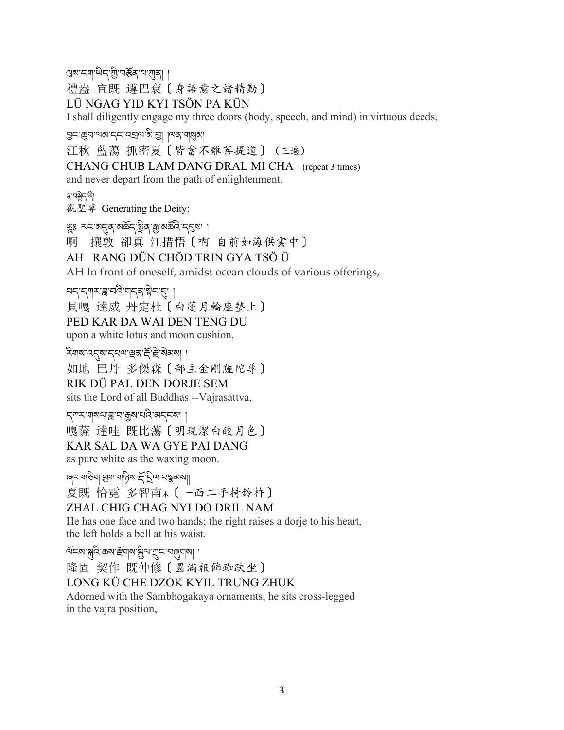ལུས་ངག་ཡིད་ཀྱི་བརྩོན་པ་ཀུན། །
禮盎 宜既 遵巴袞〔身語意之諸精勤〕
LÜ NGAG YID KYI TSÖN PA KÜN
I shall diligently engage my three doors (body, speech, and mind) in virtuous deeds,

བྱང་ཆུབ་ལམ་དང་འབྲལ་མི་བྱ། །ལན་གསུམ།
江秋 藍蕩 抓密夏〔皆當不離菩提道〕（三遍）
CHANG CHUB LAM DANG DRAL MI CHA (repeat 3 times)
and never depart from the path of enlightenment.

ལྷ་བསྐྱེད་ནི།
觀聖尊 Generating the Deity:

ཨཱཿ རང་མདུན་མཆོད་སྤྲིན་རྒྱ་མཚོའི་དབུས། །
啊 攘敦 卻真 江措悟〔啊 自前如海供雲中〕
AH RANG DÜN CHÖD TRIN GYA TSÖ Ü
AH In front of oneself, amidst ocean clouds of various offerings,

པད་དཀར་ཟླ་བའི་གདན་སྟེང་དུ། །
貝嘎 達威 丹定杜〔白蓮月輪座墊上〕
PED KAR DA WAI DEN TENG DU
upon a white lotus and moon cushion,

རིགས་འདུས་དཔལ་ལྡན་རྡོ་རྗེ་སེམས། །
如地 巴丹 多傑森〔部主金剛薩陀尊〕
RIK DÜ PAL DEN DORJE SEM
sits the Lord of all Buddhas --Vajrasattva,

དཀར་གསལ་ཟླ་བ་རྒྱས་པའི་མདངས། །
嘎薩 達哇 既比蕩〔明現潔白皎月色〕
KAR SAL DA WA GYE PAI DANG
as pure white as the waxing moon.

ཞལ་གཅིག་ཕྱག་གཉིས་རྡོ་དྲིལ་བསྣམས།།
夏既 恰霓 多智南木〔一面二手持鈴杵〕
ZHAL CHIG CHAG NYI DO DRIL NAM
He has one face and two hands; the right raises a dorje to his heart,
the left holds a bell at his waist.

ལོངས་སྐུའི་ཆས་རྫོགས་སྐྱིལ་ཀྲུང་བཞུགས། །
隆固 契作 既仲修〔圓滿報飾跏趺坐〕
LONG KÜ CHE DZOK KYIL TRUNG ZHUK
Adorned with the Sambhogakaya ornaments, he sits cross-legged
in the vajra position,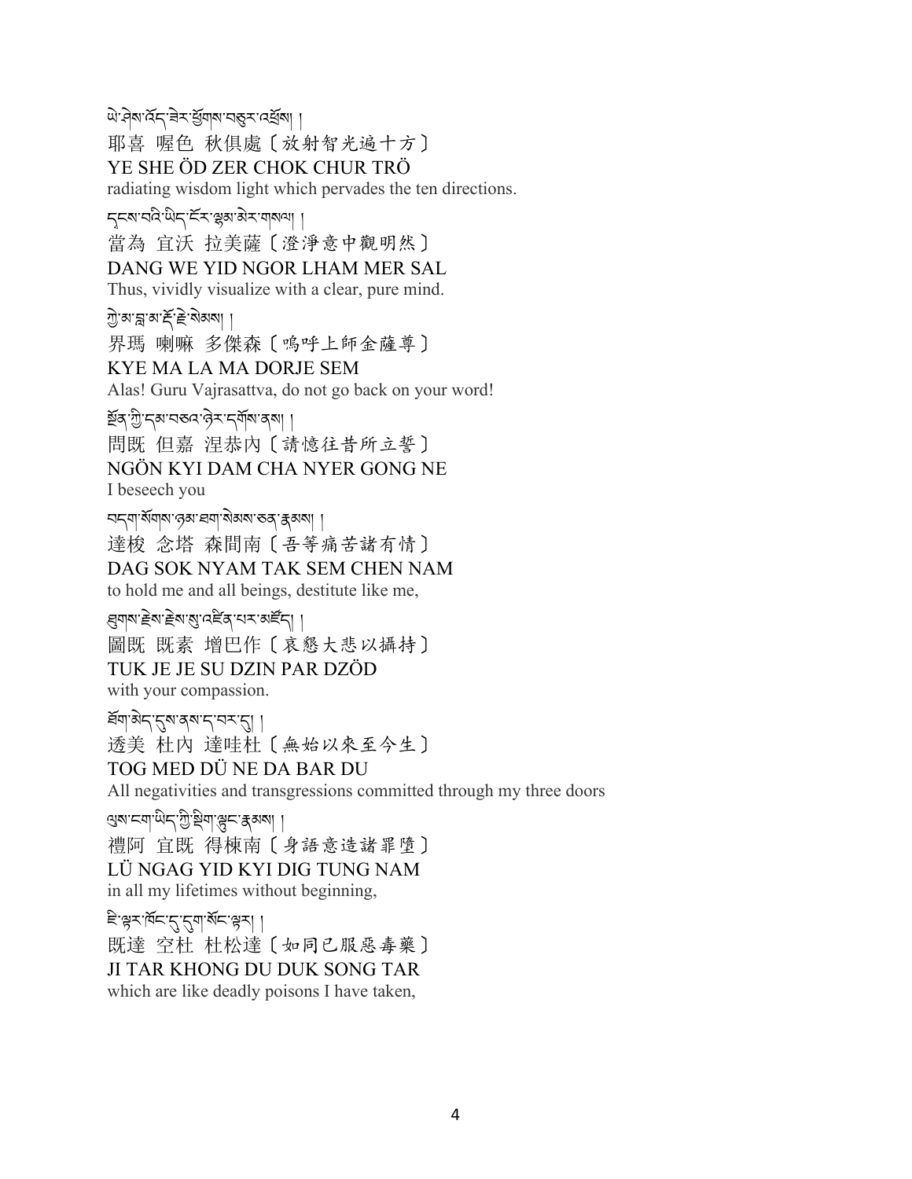ཡེ་ཤེས་འོད་ཟེར་ཕྱོགས་བཅུར་འཕྲོས། །
耶喜 喔色 秋俱處〔放射智光遍十方〕
YE SHE ÖD ZER CHOK CHUR TRÖ
radiating wisdom light which pervades the ten directions.

དངས་བའི་ཡིད་ངོར་ལྷམ་མེར་གསལ། །
當為 宜沃 拉美薩〔澄淨意中觀明然〕
DANG WE YID NGOR LHAM MER SAL
Thus, vividly visualize with a clear, pure mind.

ཀྱེ་མ་བླ་མ་རྡོ་རྗེ་སེམས། །
界瑪 喇嘛 多傑森〔嗚呼上師金薩尊〕
KYE MA LA MA DORJE SEM
Alas! Guru Vajrasattva, do not go back on your word!

སྔོན་གྱི་དམ་བཅའ་ཉེར་དགོངས་ནས། །
問既 但嘉 涅恭內〔請憶往昔所立誓〕
NGÖN KYI DAM CHA NYER GONG NE
I beseech you

བདག་སོགས་ཉམ་ཐག་སེམས་ཅན་རྣམས། །
達梭 念塔 森間南〔吾等痛苦諸有情〕
DAG SOK NYAM TAK SEM CHEN NAM
to hold me and all beings, destitute like me,

ཐུགས་རྗེས་རྗེས་སུ་འཛིན་པར་མཛོད། །
圖既 既素 增巴作〔哀愍大悲以攝持〕
TUK JE JE SU DZIN PAR DZÖD
with your compassion.

ཐོག་མེད་དུས་ནས་ད་བར་དུ། །
透美 杜內 達哇杜〔無始以來至今生〕
TOG MED DÜ NE DA BAR DU
All negativities and transgressions committed through my three doors

ལུས་ངག་ཡིད་ཀྱི་སྡིག་ལྟུང་རྣམས། །
禮阿 宜既 得棟南〔身語意造諸罪墮〕
LÜ NGAG YID KYI DIG TUNG NAM
in all my lifetimes without beginning,

ཇི་ལྟར་ཁོང་དུ་དུག་སོང་ལྟར། །
既達 空杜 杜松達〔如同已服惡毒藥〕
JI TAR KHONG DU DUK SONG TAR
which are like deadly poisons I have taken,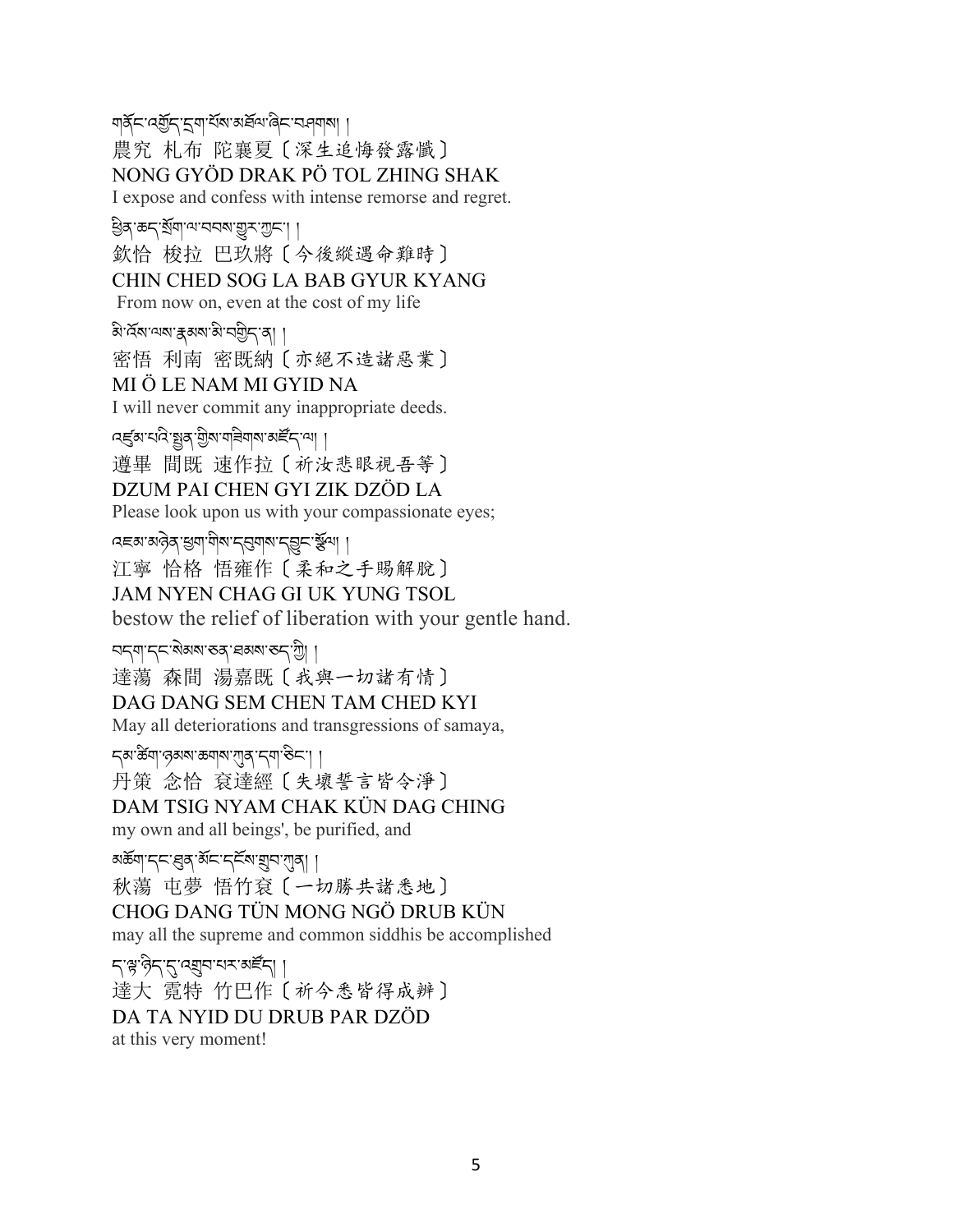གནོང་འགྱོད་དྲག་པོས་མཐོལ་ཞིང་བཤགས། །
農究 札布 陀襄夏〔深生追悔發露懺〕
NONG GYÖD DRAK PÖ TOL ZHING SHAK
I expose and confess with intense remorse and regret.

ཕྱིན་ཆད་སྲོག་ལ་བབས་གྱུར་ཀྱང་། །
欽恰 梭拉 巴玖將〔今後縱遇命難時〕
CHIN CHED SOG LA BAB GYUR KYANG
From now on, even at the cost of my life

མི་འོས་ལས་རྣམས་མི་བགྱིད་ན། །
密悟 利南 密既納〔亦絕不造諸惡業〕
MI Ö LE NAM MI GYID NA
I will never commit any inappropriate deeds.

འཛུམ་པའི་སྤྱན་གྱིས་གཟིགས་མཛོད་ལ། །
遵畢 間既 速作拉〔祈汝悲眼視吾等〕
DZUM PAI CHEN GYI ZIK DZÖD LA
Please look upon us with your compassionate eyes;

འཇམ་མཉེན་ཕྱག་གིས་དབུགས་དབྱུང་སྩོལ། །
江寧 恰格 悟雍作〔柔和之手賜解脫〕
JAM NYEN CHAG GI UK YUNG TSOL
bestow the relief of liberation with your gentle hand.

བདག་དང་སེམས་ཅན་ཐམས་ཅད་ཀྱི། །
達蕩 森間 湯嘉既〔我與一切諸有情〕
DAG DANG SEM CHEN TAM CHED KYI
May all deteriorations and transgressions of samaya,

དམ་ཚིག་ཉམས་ཆགས་ཀུན་དག་ཅིང་། །
丹策 念恰 袞達經〔失壞誓言皆令淨〕
DAM TSIG NYAM CHAK KÜN DAG CHING
my own and all beings', be purified, and

མཆོག་དང་ཐུན་མོང་དངོས་གྲུབ་ཀུན། །
秋蕩 屯夢 悟竹袞〔一切勝共諸悉地〕
CHOG DANG TÜN MONG NGÖ DRUB KÜN
may all the supreme and common siddhis be accomplished

ད་ལྟ་ཉིད་དུ་འགྲུབ་པར་མཛོད། །
達大 霓特 竹巴作〔祈今悉皆得成辦〕
DA TA NYID DU DRUB PAR DZÖD
at this very moment!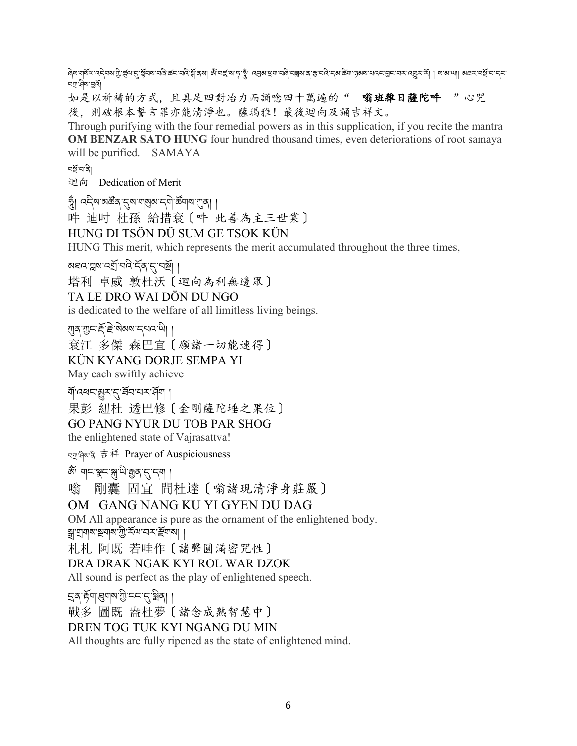ཞེས་གསོལ་འདེབས་ཀྱི་ཚུལ་དུ་སྟོབས་བཞི་ཚང་བའི་སྒོ་ནས། ཨོཾ་བཛྲ་ས་ཏྭ་ཧཱུྃ། འབུམ་ཕྲག་བཞི་བཟླས་ན་རྩ་བའི་དམ་ཚིག་ཉམས་པའང་བྱང་བར་འགྱུར་རོ། །ས་མ་ཡ།། མཐར་བསྔོ་བ་དང་བཀྲ་ཤིས་བྱའོ།

如是以祈禱的方式，且具足四對治力而誦唸四十萬遍的“ **嗡班雜日薩陀吽** ”心咒後，則破根本誓言罪亦能清淨也。薩瑪雅！最後迴向及誦吉祥文。

Through purifying with the four remedial powers as in this supplication, if you recite the mantra **OM BENZAR SATO HUNG** four hundred thousand times, even deteriorations of root samaya will be purified. SAMAYA

བསྔོ་བ་ནི།

迴向 Dedication of Merit

ཧཱུྃ། འདིས་མཚོན་དུས་གསུམ་དགེ་ཚོགས་ཀུན། །

吽 迪吋 杜孫 給措袞〔吽 此善為主三世業〕

HUNG DI TSÖN DÜ SUM GE TSOK KÜN

HUNG This merit, which represents the merit accumulated throughout the three times,

མཐའ་ཀླས་འགྲོ་བའི་དོན་དུ་བསྔོ། །

塔利 卓威 敦杜沃〔迴向為利無邊眾〕

TA LE DRO WAI DÖN DU NGO

is dedicated to the welfare of all limitless living beings.

ཀུན་ཀྱང་རྡོ་རྗེ་སེམས་དཔའ་ཡི། །

袞江 多傑 森巴宜〔願諸一切能速得〕

KÜN KYANG DORJE SEMPA YI

May each swiftly achieve

གོ་འཕང་མྱུར་དུ་ཐོབ་པར་ཤོག །

果彭 紐杜 透巴修〔金剛薩陀埵之果位〕

GO PANG NYUR DU TOB PAR SHOG

the enlightened state of Vajrasattva!

བཀྲ་ཤིས་ནི། 吉祥 Prayer of Auspiciousness

ཨོཾ། གང་སྣང་སྐུ་ཡི་རྒྱན་དུ་དག །

嗡 剛囊 固宜 間杜達〔嗡諸現清淨身莊嚴〕

OM GANG NANG KU YI GYEN DU DAG

OM All appearance is pure as the ornament of the enlightened body.

སྒྲ་གྲགས་སྔགས་ཀྱི་རོལ་པར་རྫོགས། །

札札 阿既 若哇作〔諸聲圓滿密咒性〕

DRA DRAK NGAK KYI ROL WAR DZOK

All sound is perfect as the play of enlightened speech.

དྲན་རྟོག་ཐུགས་ཀྱི་ངང་དུ་སྨིན། །

戰多 圖既 盎杜夢〔諸念成熟智慧中〕

DREN TOG TUK KYI NGANG DU MIN

All thoughts are fully ripened as the state of enlightened mind.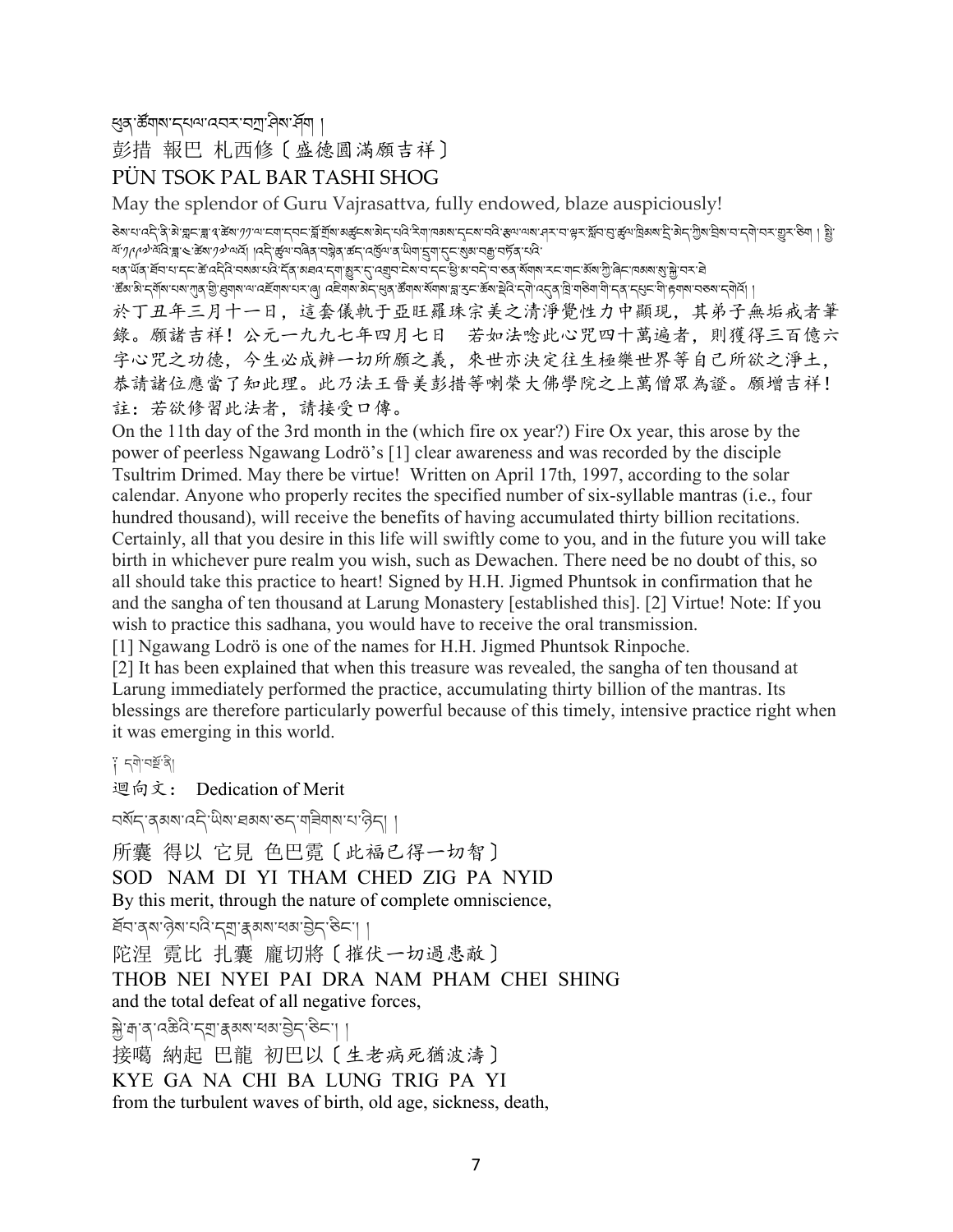ཕུན་ཚོགས་དཔལ་འབར་བཀྲ་ཤིས་ཤོག །

彭措 報巴 札西修〔盛德圓滿願吉祥〕

PÜN TSOK PAL BAR TASHI SHOG

May the splendor of Guru Vajrasattva, fully endowed, blaze auspiciously!

ཅེས་པ་འདི་ནི་མེ་གླང་ཟླ་༣་ཚེས་༡༡་ལ་ངག་དབང་བློ་གྲོས་མཚུངས་མེད་པའི་རིག་པ་ཐམས་དངས་བའི་རྩལ་ལས་ཤར་བ་ལྟར་སློབ་བུ་ཚུལ་ཁྲིམས་དྲི་མེད་ཀྱིས་བྲིས་པ་དགེ་བར་གྱུར་ཅིག ། སྤྱི་ལོ་༡༩༩༧ ལོའི་ཟླ་༤ ཚེས་༡༧ ལ་བྲིས། །འདི་རྩ་བ་བཞིན་བསྙེན་ཚད་འབུམ་ཕྲག་བཞི་བཟླས་ན་ཡི་གེ་དྲུག་པ་ཁྲི་ཕྲག་དུང་ཕྱུར་གསུམ་བསྒྲུབས་པའི་ཕན་ཡོན་ཐོབ་པ་དང་ཚེ་འདིའི་བསམ་པའི་དོན་མཐའ་དག་མྱུར་དུ་འགྲུབ་ངེས་པ་དང་ཕྱི་མ་བདེ་བ་ཅན་སོགས་རང་གང་འདོད་ཀྱི་ཞིང་ཁམས་སུ་སྐྱེ་བར་ཐེ་ཚོམ་མི་དགོས་པས་ཀུན་གྱི་ཐུགས་ལ་འཇོག་པར་ཞུ། འཇིགས་མེད་ཕུན་ཚོགས་སོགས་བླ་རུང་ཆོས་སྡེའི་དགེ་འདུན་ཁྲི་གཅིག་གི་དན་དཔང་གི་རྟགས་བཅས་དགེའོ། །

於丁丑年三月十一日，這套儀軌于亞旺羅珠宗美之清淨覺性力中顯現，其弟子無垢戒者筆錄。願諸吉祥！公元一九九七年四月七日　若如法唸此心咒四十萬遍者，則獲得三百億六字心咒之功德，今生必成辦一切所願之義，來世亦決定往生極樂世界等自己所欲之淨土，恭請諸位應當了知此理。此乃法王晉美彭措等喇榮大佛學院之上萬僧眾為證。願增吉祥！

註：若欲修習此法者，請接受口傳。

On the 11th day of the 3rd month in the (which fire ox year?) Fire Ox year, this arose by the power of peerless Ngawang Lodrö's [1] clear awareness and was recorded by the disciple Tsultrim Drimed. May there be virtue! Written on April 17th, 1997, according to the solar calendar. Anyone who properly recites the specified number of six-syllable mantras (i.e., four hundred thousand), will receive the benefits of having accumulated thirty billion recitations. Certainly, all that you desire in this life will swiftly come to you, and in the future you will take birth in whichever pure realm you wish, such as Dewachen. There need be no doubt of this, so all should take this practice to heart! Signed by H.H. Jigmed Phuntsok in confirmation that he and the sangha of ten thousand at Larung Monastery [established this]. [2] Virtue! Note: If you wish to practice this sadhana, you would have to receive the oral transmission.

[1] Ngawang Lodrö is one of the names for H.H. Jigmed Phuntsok Rinpoche.

[2] It has been explained that when this treasure was revealed, the sangha of ten thousand at Larung immediately performed the practice, accumulating thirty billion of the mantras. Its blessings are therefore particularly powerful because of this timely, intensive practice right when it was emerging in this world.

༈ དགེ་བསྔོ་ནི།

迴向文：　Dedication of Merit

བསོད་ནམས་འདི་ཡིས་ཐམས་ཅད་གཟིགས་པ་ཉིད། །

所囊 得以 它見 色巴霓〔此福已得一切智〕

SOD NAM DI YI THAM CHED ZIG PA NYID

By this merit, through the nature of complete omniscience,

ཐོབ་ནས་ཉེས་པའི་དགྲ་རྣམས་ཕམ་བྱེད་ཅིང་། །

陀涅 霓比 扎囊 龐切將〔摧伏一切過患敵〕

THOB NEI NYEI PAI DRA NAM PHAM CHEI SHING

and the total defeat of all negative forces,

སྐྱེ་རྒ་ན་འཆིའི་དབྱ་རྣམས་པས་བྱེད་ཅིང་། །

接噶 納起 巴龍 初巴以〔生老病死猶波濤〕

KYE GA NA CHI BA LUNG TRIG PA YI

from the turbulent waves of birth, old age, sickness, death,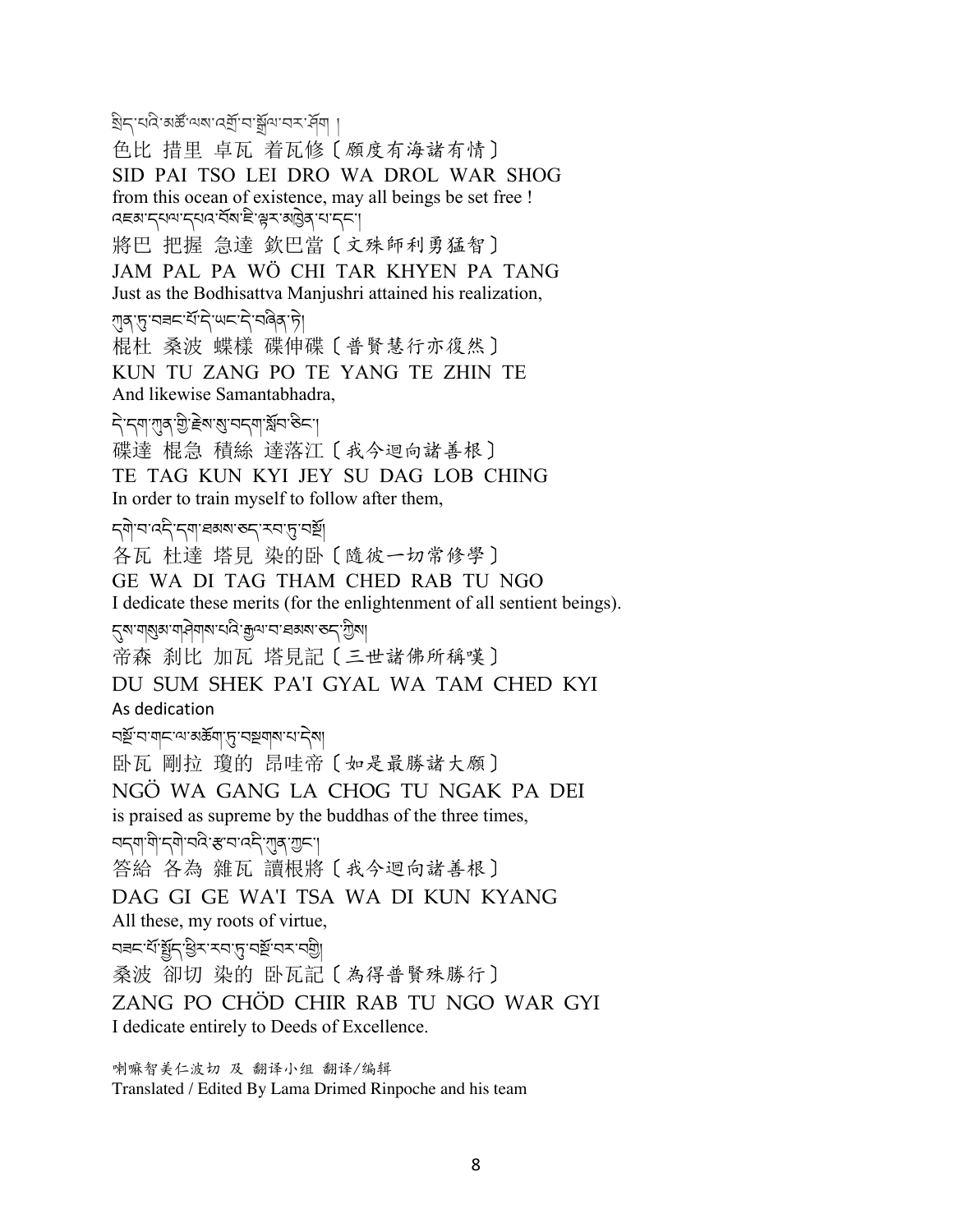སྲིད་པའི་མཚོ་ལས་འགྲོ་བ་སྒྲོལ་བར་ཤོག །

色比 措里 卓瓦 着瓦修〔願度有海諸有情〕

SID PAI TSO LEI DRO WA DROL WAR SHOG

from this ocean of existence, may all beings be set free !

འཇམ་དཔལ་དཔའ་བོས་ཇི་ལྟར་མཁྱེན་པ་དང་།

將巴 把握 急達 欽巴當〔文殊師利勇猛智〕

JAM PAL PA WÖ CHI TAR KHYEN PA TANG

Just as the Bodhisattva Manjushri attained his realization,

ཀུན་ཏུ་བཟང་པོ་དེ་ཡང་དེ་བཞིན་ཏེ།

棍杜 桑波 蝶樣 碟伸碟〔普賢慧行亦復然〕

KUN TU ZANG PO TE YANG TE ZHIN TE

And likewise Samantabhadra,

དེ་དག་ཀུན་གྱི་རྗེས་སུ་བདག་སློབ་ཅིང་།

碟達 棍急 積絲 達落江〔我今迴向諸善根〕

TE TAG KUN KYI JEY SU DAG LOB CHING

In order to train myself to follow after them,

དགེ་བ་འདི་དག་ཐམས་ཅད་རབ་ཏུ་བསྔོ།

各瓦 杜達 塔見 染的卧〔隨彼一切常修學〕

GE WA DI TAG THAM CHED RAB TU NGO

I dedicate these merits (for the enlightenment of all sentient beings).

དུས་གསུམ་གཤེགས་པའི་རྒྱལ་བ་ཐམས་ཅད་ཀྱིས།

帝森 刹比 加瓦 塔見記〔三世諸佛所稱嘆〕

DU SUM SHEK PA'I GYAL WA TAM CHED KYI

As dedication

བསྔོ་བ་གང་ལ་མཆོག་ཏུ་བསྔགས་པ་དེས།

卧瓦 剛拉 瓊的 昂哇帝〔如是最勝諸大願〕

NGÖ WA GANG LA CHOG TU NGAK PA DEI

is praised as supreme by the buddhas of the three times,

བདག་གི་དགེ་བའི་རྩ་བ་འདི་ཀུན་ཀྱང་།

答給 各為 雜瓦 讀根將〔我今迴向諸善根〕

DAG GI GE WA'I TSA WA DI KUN KYANG

All these, my roots of virtue,

བཟང་པོ་སྤྱོད་ཕྱིར་རབ་ཏུ་བསྔོ་བར་བགྱི།

桑波 卻切 染的 卧瓦記〔為得普賢殊勝行〕

ZANG PO CHÖD CHIR RAB TU NGO WAR GYI

I dedicate entirely to Deeds of Excellence.

喇嘛智美仁波切 及 翻译小组 翻译/编辑

Translated / Edited By Lama Drimed Rinpoche and his team